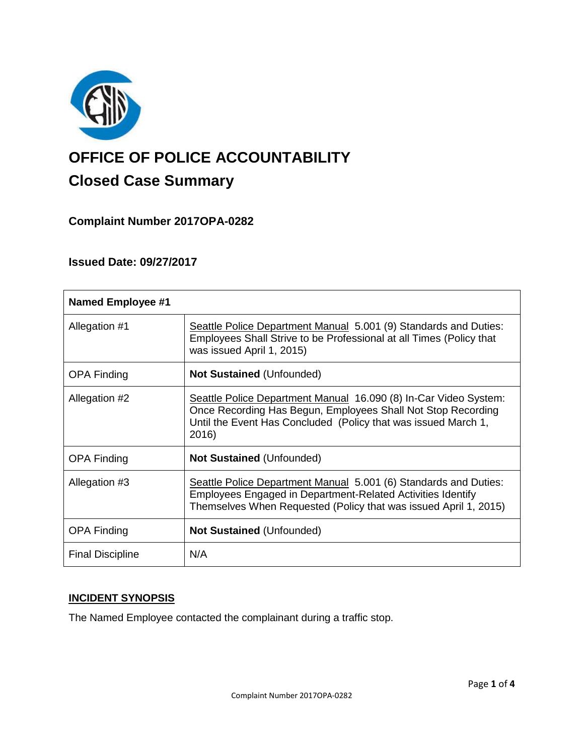# OFFICE OF POLICE ACCOUNTABILITY

## Closed Case Summary

### Complaint Number 2017OPA-0282

### Issued Date: 09/27/2017

| Named Employee #1 | |
|---|---|
| Allegation #1 | Seattle Police Department Manual 5.001 (9) Standards and Duties: Employees Shall Strive to be Professional at all Times (Policy that was issued April 1, 2015) |
| OPA Finding | **Not Sustained** (Unfounded) |
| Allegation #2 | Seattle Police Department Manual 16.090 (8) In-Car Video System: Once Recording Has Begun, Employees Shall Not Stop Recording Until the Event Has Concluded (Policy that was issued March 1, 2016) |
| OPA Finding | **Not Sustained** (Unfounded) |
| Allegation #3 | Seattle Police Department Manual 5.001 (6) Standards and Duties: Employees Engaged in Department-Related Activities Identify Themselves When Requested (Policy that was issued April 1, 2015) |
| OPA Finding | **Not Sustained** (Unfounded) |
| Final Discipline | N/A |

**INCIDENT SYNOPSIS**

The Named Employee contacted the complainant during a traffic stop.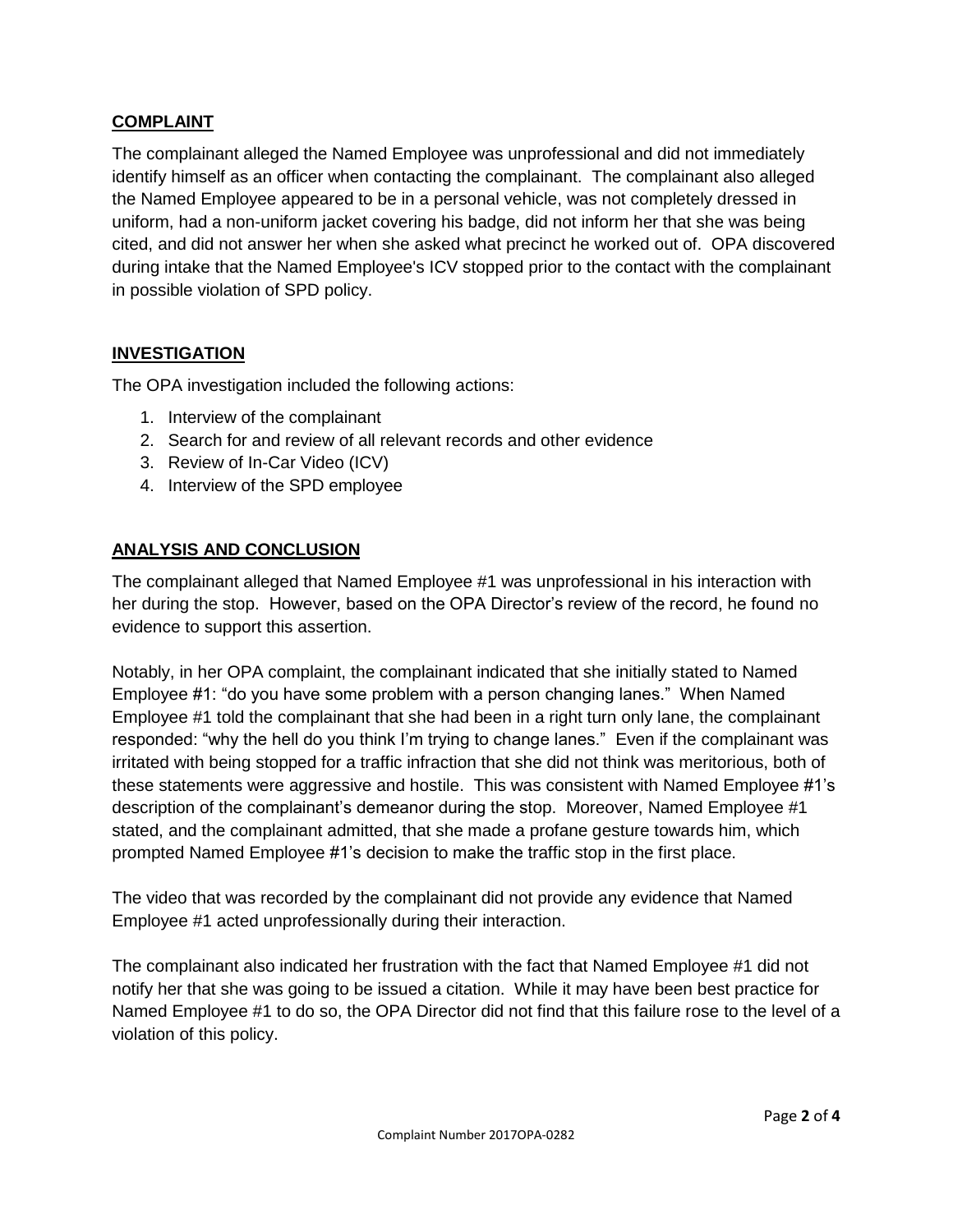## COMPLAINT

The complainant alleged the Named Employee was unprofessional and did not immediately identify himself as an officer when contacting the complainant. The complainant also alleged the Named Employee appeared to be in a personal vehicle, was not completely dressed in uniform, had a non-uniform jacket covering his badge, did not inform her that she was being cited, and did not answer her when she asked what precinct he worked out of. OPA discovered during intake that the Named Employee's ICV stopped prior to the contact with the complainant in possible violation of SPD policy.

## INVESTIGATION

The OPA investigation included the following actions:

1. Interview of the complainant
2. Search for and review of all relevant records and other evidence
3. Review of In-Car Video (ICV)
4. Interview of the SPD employee

## ANALYSIS AND CONCLUSION

The complainant alleged that Named Employee #1 was unprofessional in his interaction with her during the stop. However, based on the OPA Director's review of the record, he found no evidence to support this assertion.

Notably, in her OPA complaint, the complainant indicated that she initially stated to Named Employee #1: "do you have some problem with a person changing lanes." When Named Employee #1 told the complainant that she had been in a right turn only lane, the complainant responded: "why the hell do you think I'm trying to change lanes." Even if the complainant was irritated with being stopped for a traffic infraction that she did not think was meritorious, both of these statements were aggressive and hostile. This was consistent with Named Employee #1's description of the complainant's demeanor during the stop. Moreover, Named Employee #1 stated, and the complainant admitted, that she made a profane gesture towards him, which prompted Named Employee #1's decision to make the traffic stop in the first place.

The video that was recorded by the complainant did not provide any evidence that Named Employee #1 acted unprofessionally during their interaction.

The complainant also indicated her frustration with the fact that Named Employee #1 did not notify her that she was going to be issued a citation. While it may have been best practice for Named Employee #1 to do so, the OPA Director did not find that this failure rose to the level of a violation of this policy.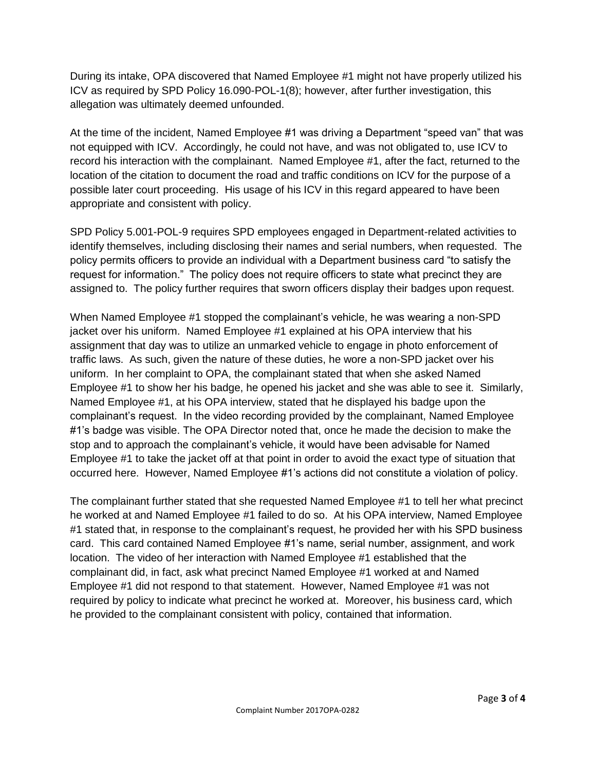During its intake, OPA discovered that Named Employee #1 might not have properly utilized his ICV as required by SPD Policy 16.090-POL-1(8); however, after further investigation, this allegation was ultimately deemed unfounded.

At the time of the incident, Named Employee #1 was driving a Department "speed van" that was not equipped with ICV. Accordingly, he could not have, and was not obligated to, use ICV to record his interaction with the complainant. Named Employee #1, after the fact, returned to the location of the citation to document the road and traffic conditions on ICV for the purpose of a possible later court proceeding. His usage of his ICV in this regard appeared to have been appropriate and consistent with policy.

SPD Policy 5.001-POL-9 requires SPD employees engaged in Department-related activities to identify themselves, including disclosing their names and serial numbers, when requested. The policy permits officers to provide an individual with a Department business card "to satisfy the request for information." The policy does not require officers to state what precinct they are assigned to. The policy further requires that sworn officers display their badges upon request.

When Named Employee #1 stopped the complainant's vehicle, he was wearing a non-SPD jacket over his uniform. Named Employee #1 explained at his OPA interview that his assignment that day was to utilize an unmarked vehicle to engage in photo enforcement of traffic laws. As such, given the nature of these duties, he wore a non-SPD jacket over his uniform. In her complaint to OPA, the complainant stated that when she asked Named Employee #1 to show her his badge, he opened his jacket and she was able to see it. Similarly, Named Employee #1, at his OPA interview, stated that he displayed his badge upon the complainant's request. In the video recording provided by the complainant, Named Employee #1's badge was visible. The OPA Director noted that, once he made the decision to make the stop and to approach the complainant's vehicle, it would have been advisable for Named Employee #1 to take the jacket off at that point in order to avoid the exact type of situation that occurred here. However, Named Employee #1's actions did not constitute a violation of policy.

The complainant further stated that she requested Named Employee #1 to tell her what precinct he worked at and Named Employee #1 failed to do so. At his OPA interview, Named Employee #1 stated that, in response to the complainant's request, he provided her with his SPD business card. This card contained Named Employee #1's name, serial number, assignment, and work location. The video of her interaction with Named Employee #1 established that the complainant did, in fact, ask what precinct Named Employee #1 worked at and Named Employee #1 did not respond to that statement. However, Named Employee #1 was not required by policy to indicate what precinct he worked at. Moreover, his business card, which he provided to the complainant consistent with policy, contained that information.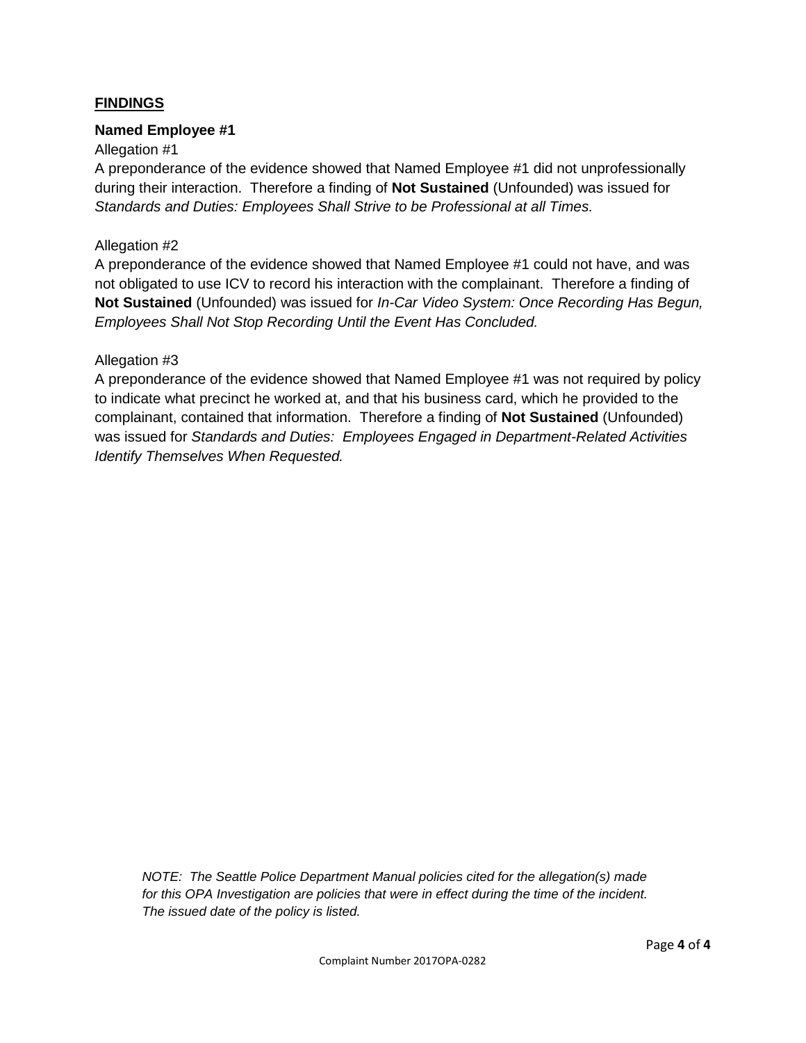## **FINDINGS**

**Named Employee #1**

Allegation #1

A preponderance of the evidence showed that Named Employee #1 did not unprofessionally during their interaction. Therefore a finding of **Not Sustained** (Unfounded) was issued for *Standards and Duties: Employees Shall Strive to be Professional at all Times.*

Allegation #2

A preponderance of the evidence showed that Named Employee #1 could not have, and was not obligated to use ICV to record his interaction with the complainant. Therefore a finding of **Not Sustained** (Unfounded) was issued for *In-Car Video System: Once Recording Has Begun, Employees Shall Not Stop Recording Until the Event Has Concluded.*

Allegation #3

A preponderance of the evidence showed that Named Employee #1 was not required by policy to indicate what precinct he worked at, and that his business card, which he provided to the complainant, contained that information. Therefore a finding of **Not Sustained** (Unfounded) was issued for *Standards and Duties: Employees Engaged in Department-Related Activities Identify Themselves When Requested.*

*NOTE: The Seattle Police Department Manual policies cited for the allegation(s) made for this OPA Investigation are policies that were in effect during the time of the incident. The issued date of the policy is listed.*